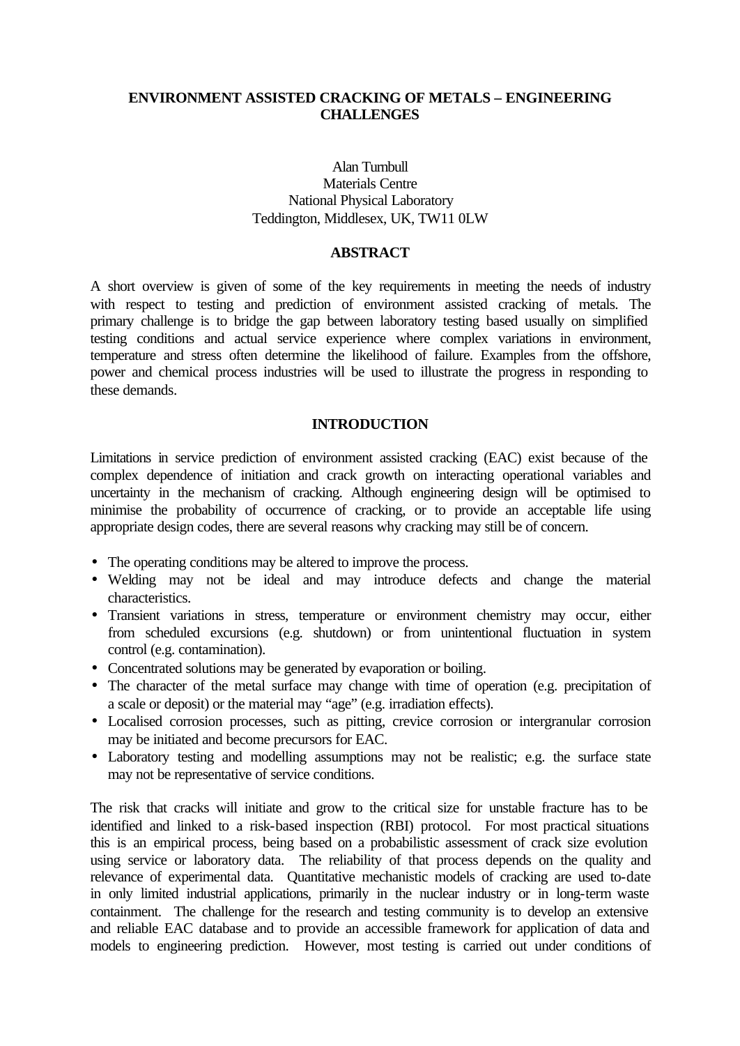# ENVIRONMENT ASSISTED CRACKING OF METALS – ENGINEERING CHALLENGES

Alan Turnbull
Materials Centre
National Physical Laboratory
Teddington, Middlesex, UK, TW11 0LW

## ABSTRACT

A short overview is given of some of the key requirements in meeting the needs of industry with respect to testing and prediction of environment assisted cracking of metals. The primary challenge is to bridge the gap between laboratory testing based usually on simplified testing conditions and actual service experience where complex variations in environment, temperature and stress often determine the likelihood of failure. Examples from the offshore, power and chemical process industries will be used to illustrate the progress in responding to these demands.

## INTRODUCTION

Limitations in service prediction of environment assisted cracking (EAC) exist because of the complex dependence of initiation and crack growth on interacting operational variables and uncertainty in the mechanism of cracking. Although engineering design will be optimised to minimise the probability of occurrence of cracking, or to provide an acceptable life using appropriate design codes, there are several reasons why cracking may still be of concern.

- The operating conditions may be altered to improve the process.
- Welding may not be ideal and may introduce defects and change the material characteristics.
- Transient variations in stress, temperature or environment chemistry may occur, either from scheduled excursions (e.g. shutdown) or from unintentional fluctuation in system control (e.g. contamination).
- Concentrated solutions may be generated by evaporation or boiling.
- The character of the metal surface may change with time of operation (e.g. precipitation of a scale or deposit) or the material may "age" (e.g. irradiation effects).
- Localised corrosion processes, such as pitting, crevice corrosion or intergranular corrosion may be initiated and become precursors for EAC.
- Laboratory testing and modelling assumptions may not be realistic; e.g. the surface state may not be representative of service conditions.

The risk that cracks will initiate and grow to the critical size for unstable fracture has to be identified and linked to a risk-based inspection (RBI) protocol. For most practical situations this is an empirical process, being based on a probabilistic assessment of crack size evolution using service or laboratory data. The reliability of that process depends on the quality and relevance of experimental data. Quantitative mechanistic models of cracking are used to-date in only limited industrial applications, primarily in the nuclear industry or in long-term waste containment. The challenge for the research and testing community is to develop an extensive and reliable EAC database and to provide an accessible framework for application of data and models to engineering prediction. However, most testing is carried out under conditions of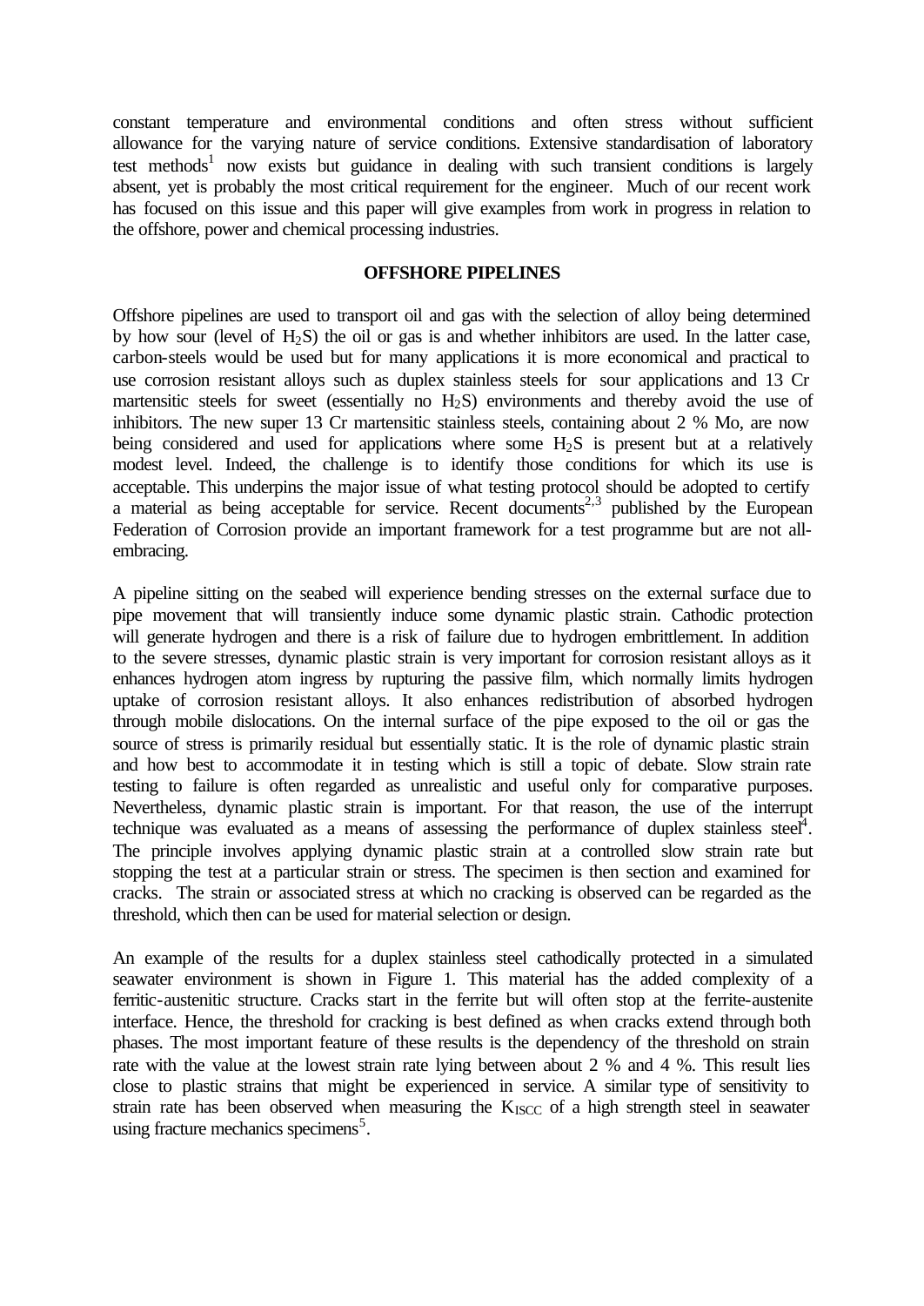constant temperature and environmental conditions and often stress without sufficient allowance for the varying nature of service conditions. Extensive standardisation of laboratory test methods[1] now exists but guidance in dealing with such transient conditions is largely absent, yet is probably the most critical requirement for the engineer. Much of our recent work has focused on this issue and this paper will give examples from work in progress in relation to the offshore, power and chemical processing industries.

## OFFSHORE PIPELINES

Offshore pipelines are used to transport oil and gas with the selection of alloy being determined by how sour (level of $H_2S$) the oil or gas is and whether inhibitors are used. In the latter case, carbon-steels would be used but for many applications it is more economical and practical to use corrosion resistant alloys such as duplex stainless steels for sour applications and 13 Cr martensitic steels for sweet (essentially no $H_2S$) environments and thereby avoid the use of inhibitors. The new super 13 Cr martensitic stainless steels, containing about 2 % Mo, are now being considered and used for applications where some $H_2S$ is present but at a relatively modest level. Indeed, the challenge is to identify those conditions for which its use is acceptable. This underpins the major issue of what testing protocol should be adopted to certify a material as being acceptable for service. Recent documents[2,3] published by the European Federation of Corrosion provide an important framework for a test programme but are not all-embracing.

A pipeline sitting on the seabed will experience bending stresses on the external surface due to pipe movement that will transiently induce some dynamic plastic strain. Cathodic protection will generate hydrogen and there is a risk of failure due to hydrogen embrittlement. In addition to the severe stresses, dynamic plastic strain is very important for corrosion resistant alloys as it enhances hydrogen atom ingress by rupturing the passive film, which normally limits hydrogen uptake of corrosion resistant alloys. It also enhances redistribution of absorbed hydrogen through mobile dislocations. On the internal surface of the pipe exposed to the oil or gas the source of stress is primarily residual but essentially static. It is the role of dynamic plastic strain and how best to accommodate it in testing which is still a topic of debate. Slow strain rate testing to failure is often regarded as unrealistic and useful only for comparative purposes. Nevertheless, dynamic plastic strain is important. For that reason, the use of the interrupt technique was evaluated as a means of assessing the performance of duplex stainless steel[4]. The principle involves applying dynamic plastic strain at a controlled slow strain rate but stopping the test at a particular strain or stress. The specimen is then section and examined for cracks. The strain or associated stress at which no cracking is observed can be regarded as the threshold, which then can be used for material selection or design.

An example of the results for a duplex stainless steel cathodically protected in a simulated seawater environment is shown in Figure 1. This material has the added complexity of a ferritic-austenitic structure. Cracks start in the ferrite but will often stop at the ferrite-austenite interface. Hence, the threshold for cracking is best defined as when cracks extend through both phases. The most important feature of these results is the dependency of the threshold on strain rate with the value at the lowest strain rate lying between about 2 % and 4 %. This result lies close to plastic strains that might be experienced in service. A similar type of sensitivity to strain rate has been observed when measuring the $K_{ISCC}$ of a high strength steel in seawater using fracture mechanics specimens[5].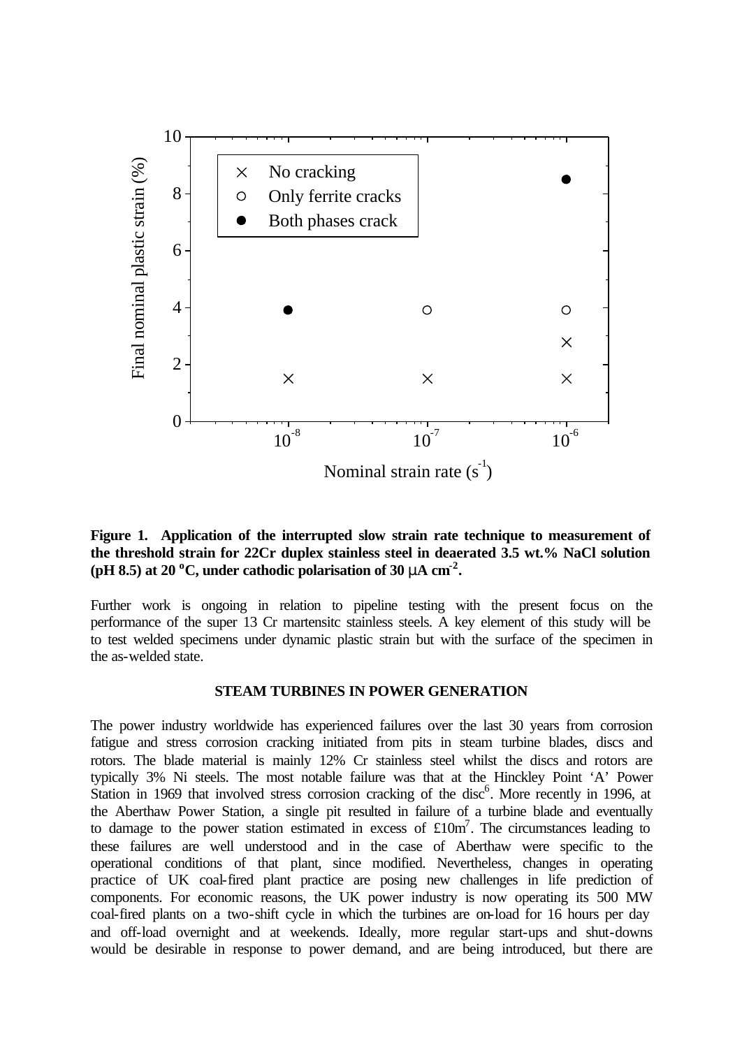10

8

6

4

2

0

Final nominal plastic strain (%)

$10^{-8}$

$10^{-7}$

$10^{-6}$

Nominal strain rate ($s^{-1}$)

× No cracking

○ Only ferrite cracks

● Both phases crack

**Figure 1. Application of the interrupted slow strain rate technique to measurement of the threshold strain for 22Cr duplex stainless steel in deaerated 3.5 wt.% NaCl solution (pH 8.5) at 20 °C, under cathodic polarisation of 30 μA cm$^{-2}$.**

Further work is ongoing in relation to pipeline testing with the present focus on the performance of the super 13 Cr martensitc stainless steels. A key element of this study will be to test welded specimens under dynamic plastic strain but with the surface of the specimen in the as-welded state.

### STEAM TURBINES IN POWER GENERATION

The power industry worldwide has experienced failures over the last 30 years from corrosion fatigue and stress corrosion cracking initiated from pits in steam turbine blades, discs and rotors. The blade material is mainly 12% Cr stainless steel whilst the discs and rotors are typically 3% Ni steels. The most notable failure was that at the Hinckley Point 'A' Power Station in 1969 that involved stress corrosion cracking of the disc[6]. More recently in 1996, at the Aberthaw Power Station, a single pit resulted in failure of a turbine blade and eventually to damage to the power station estimated in excess of £10m[7]. The circumstances leading to these failures are well understood and in the case of Aberthaw were specific to the operational conditions of that plant, since modified. Nevertheless, changes in operating practice of UK coal-fired plant practice are posing new challenges in life prediction of components. For economic reasons, the UK power industry is now operating its 500 MW coal-fired plants on a two-shift cycle in which the turbines are on-load for 16 hours per day and off-load overnight and at weekends. Ideally, more regular start-ups and shut-downs would be desirable in response to power demand, and are being introduced, but there are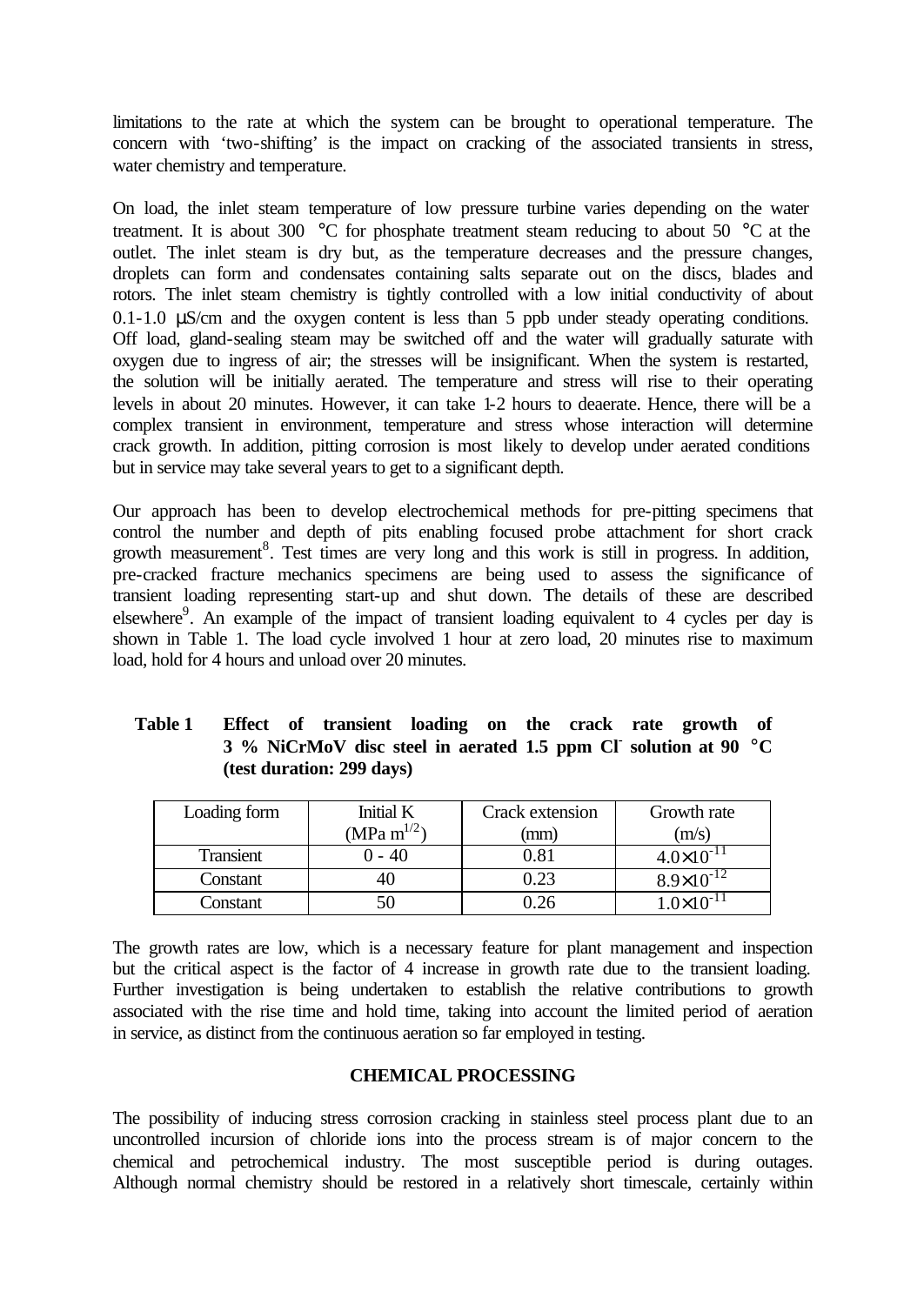limitations to the rate at which the system can be brought to operational temperature. The concern with 'two-shifting' is the impact on cracking of the associated transients in stress, water chemistry and temperature.

On load, the inlet steam temperature of low pressure turbine varies depending on the water treatment. It is about 300 °C for phosphate treatment steam reducing to about 50 °C at the outlet. The inlet steam is dry but, as the temperature decreases and the pressure changes, droplets can form and condensates containing salts separate out on the discs, blades and rotors. The inlet steam chemistry is tightly controlled with a low initial conductivity of about 0.1-1.0 μS/cm and the oxygen content is less than 5 ppb under steady operating conditions. Off load, gland-sealing steam may be switched off and the water will gradually saturate with oxygen due to ingress of air; the stresses will be insignificant. When the system is restarted, the solution will be initially aerated. The temperature and stress will rise to their operating levels in about 20 minutes. However, it can take 1-2 hours to deaerate. Hence, there will be a complex transient in environment, temperature and stress whose interaction will determine crack growth. In addition, pitting corrosion is most likely to develop under aerated conditions but in service may take several years to get to a significant depth.

Our approach has been to develop electrochemical methods for pre-pitting specimens that control the number and depth of pits enabling focused probe attachment for short crack growth measurement[8]. Test times are very long and this work is still in progress. In addition, pre-cracked fracture mechanics specimens are being used to assess the significance of transient loading representing start-up and shut down. The details of these are described elsewhere[9]. An example of the impact of transient loading equivalent to 4 cycles per day is shown in Table 1. The load cycle involved 1 hour at zero load, 20 minutes rise to maximum load, hold for 4 hours and unload over 20 minutes.

**Table 1 Effect of transient loading on the crack rate growth of 3 % NiCrMoV disc steel in aerated 1.5 ppm $Cl^-$ solution at 90 °C (test duration: 299 days)**

| Loading form | Initial K ($MPa\ m^{1/2}$) | Crack extension (mm) | Growth rate (m/s) |
|---|---|---|---|
| Transient | 0 - 40 | 0.81 | $4.0\times10^{-11}$ |
| Constant | 40 | 0.23 | $8.9\times10^{-12}$ |
| Constant | 50 | 0.26 | $1.0\times10^{-11}$ |

The growth rates are low, which is a necessary feature for plant management and inspection but the critical aspect is the factor of 4 increase in growth rate due to the transient loading. Further investigation is being undertaken to establish the relative contributions to growth associated with the rise time and hold time, taking into account the limited period of aeration in service, as distinct from the continuous aeration so far employed in testing.

## CHEMICAL PROCESSING

The possibility of inducing stress corrosion cracking in stainless steel process plant due to an uncontrolled incursion of chloride ions into the process stream is of major concern to the chemical and petrochemical industry. The most susceptible period is during outages. Although normal chemistry should be restored in a relatively short timescale, certainly within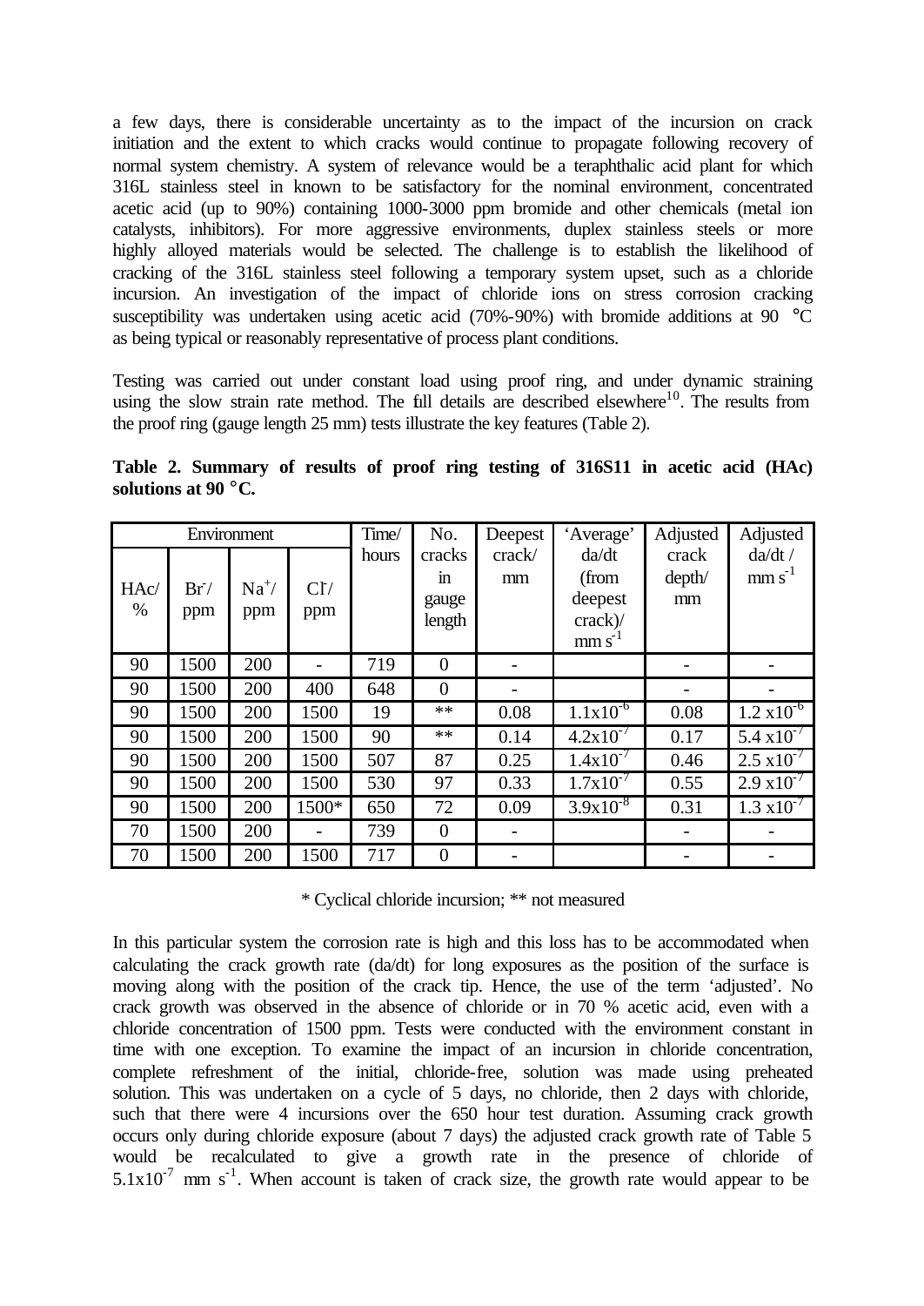a few days, there is considerable uncertainty as to the impact of the incursion on crack initiation and the extent to which cracks would continue to propagate following recovery of normal system chemistry. A system of relevance would be a teraphthalic acid plant for which 316L stainless steel in known to be satisfactory for the nominal environment, concentrated acetic acid (up to 90%) containing 1000-3000 ppm bromide and other chemicals (metal ion catalysts, inhibitors). For more aggressive environments, duplex stainless steels or more highly alloyed materials would be selected. The challenge is to establish the likelihood of cracking of the 316L stainless steel following a temporary system upset, such as a chloride incursion. An investigation of the impact of chloride ions on stress corrosion cracking susceptibility was undertaken using acetic acid (70%-90%) with bromide additions at 90 °C as being typical or reasonably representative of process plant conditions.

Testing was carried out under constant load using proof ring, and under dynamic straining using the slow strain rate method. The full details are described elsewhere[10]. The results from the proof ring (gauge length 25 mm) tests illustrate the key features (Table 2).

**Table 2. Summary of results of proof ring testing of 316S11 in acetic acid (HAc) solutions at 90 °C.**

| Environment | | | | Time/ hours | No. cracks in gauge length | Deepest crack/ mm | 'Average' da/dt (from deepest crack)/ $mm\ s^{-1}$ | Adjusted crack depth/ mm | Adjusted da/dt / $mm\ s^{-1}$ |
|---|---|---|---|---|---|---|---|---|---|
| HAc/ % | $Br^-$/ ppm | $Na^+$/ ppm | $Cl^-$/ ppm | | | | | | |
| 90 | 1500 | 200 | - | 719 | 0 | - | | - | - |
| 90 | 1500 | 200 | 400 | 648 | 0 | - | | - | - |
| 90 | 1500 | 200 | 1500 | 19 | ** | 0.08 | $1.1x10^{-6}$ | 0.08 | $1.2\ x10^{-6}$ |
| 90 | 1500 | 200 | 1500 | 90 | ** | 0.14 | $4.2x10^{-7}$ | 0.17 | $5.4\ x10^{-7}$ |
| 90 | 1500 | 200 | 1500 | 507 | 87 | 0.25 | $1.4x10^{-7}$ | 0.46 | $2.5\ x10^{-7}$ |
| 90 | 1500 | 200 | 1500 | 530 | 97 | 0.33 | $1.7x10^{-7}$ | 0.55 | $2.9\ x10^{-7}$ |
| 90 | 1500 | 200 | 1500* | 650 | 72 | 0.09 | $3.9x10^{-8}$ | 0.31 | $1.3\ x10^{-7}$ |
| 70 | 1500 | 200 | - | 739 | 0 | - | | - | - |
| 70 | 1500 | 200 | 1500 | 717 | 0 | - | | - | - |

\* Cyclical chloride incursion; ** not measured

In this particular system the corrosion rate is high and this loss has to be accommodated when calculating the crack growth rate (da/dt) for long exposures as the position of the surface is moving along with the position of the crack tip. Hence, the use of the term 'adjusted'. No crack growth was observed in the absence of chloride or in 70 % acetic acid, even with a chloride concentration of 1500 ppm. Tests were conducted with the environment constant in time with one exception. To examine the impact of an incursion in chloride concentration, complete refreshment of the initial, chloride-free, solution was made using preheated solution. This was undertaken on a cycle of 5 days, no chloride, then 2 days with chloride, such that there were 4 incursions over the 650 hour test duration. Assuming crack growth occurs only during chloride exposure (about 7 days) the adjusted crack growth rate of Table 5 would be recalculated to give a growth rate in the presence of chloride of $5.1x10^{-7}$ mm $s^{-1}$. When account is taken of crack size, the growth rate would appear to be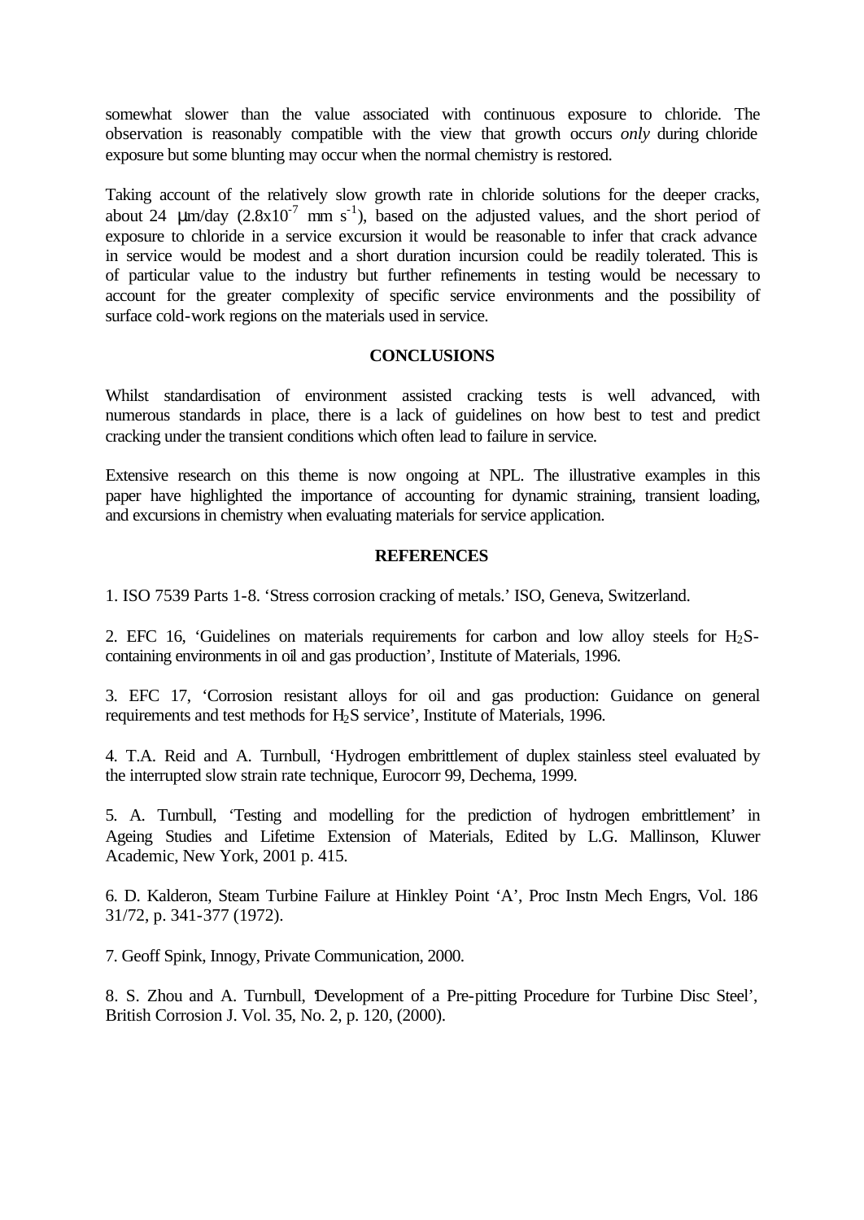somewhat slower than the value associated with continuous exposure to chloride. The observation is reasonably compatible with the view that growth occurs *only* during chloride exposure but some blunting may occur when the normal chemistry is restored.

Taking account of the relatively slow growth rate in chloride solutions for the deeper cracks, about 24 μm/day ($2.8 \times 10^{-7}$ mm $s^{-1}$), based on the adjusted values, and the short period of exposure to chloride in a service excursion it would be reasonable to infer that crack advance in service would be modest and a short duration incursion could be readily tolerated. This is of particular value to the industry but further refinements in testing would be necessary to account for the greater complexity of specific service environments and the possibility of surface cold-work regions on the materials used in service.

## CONCLUSIONS

Whilst standardisation of environment assisted cracking tests is well advanced, with numerous standards in place, there is a lack of guidelines on how best to test and predict cracking under the transient conditions which often lead to failure in service.

Extensive research on this theme is now ongoing at NPL. The illustrative examples in this paper have highlighted the importance of accounting for dynamic straining, transient loading, and excursions in chemistry when evaluating materials for service application.

## REFERENCES

1. ISO 7539 Parts 1-8. 'Stress corrosion cracking of metals.' ISO, Geneva, Switzerland.

2. EFC 16, 'Guidelines on materials requirements for carbon and low alloy steels for $H_2S$-containing environments in oil and gas production', Institute of Materials, 1996.

3. EFC 17, 'Corrosion resistant alloys for oil and gas production: Guidance on general requirements and test methods for $H_2S$ service', Institute of Materials, 1996.

4. T.A. Reid and A. Turnbull, 'Hydrogen embrittlement of duplex stainless steel evaluated by the interrupted slow strain rate technique, Eurocorr 99, Dechema, 1999.

5. A. Turnbull, 'Testing and modelling for the prediction of hydrogen embrittlement' in Ageing Studies and Lifetime Extension of Materials, Edited by L.G. Mallinson, Kluwer Academic, New York, 2001 p. 415.

6. D. Kalderon, Steam Turbine Failure at Hinkley Point 'A', Proc Instn Mech Engrs, Vol. 186 31/72, p. 341-377 (1972).

7. Geoff Spink, Innogy, Private Communication, 2000.

8. S. Zhou and A. Turnbull, 'Development of a Pre-pitting Procedure for Turbine Disc Steel', British Corrosion J. Vol. 35, No. 2, p. 120, (2000).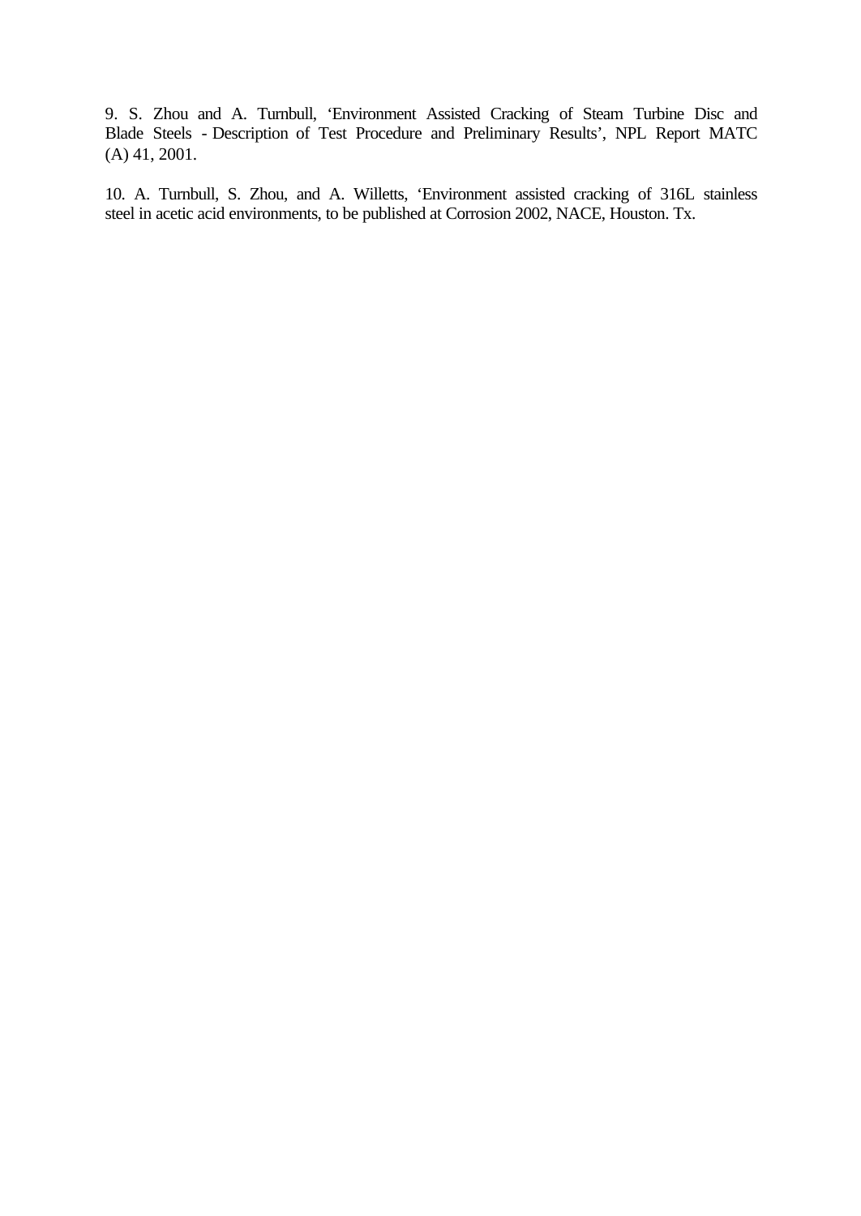9. S. Zhou and A. Turnbull, ‘Environment Assisted Cracking of Steam Turbine Disc and Blade Steels - Description of Test Procedure and Preliminary Results’, NPL Report MATC (A) 41, 2001.

10. A. Turnbull, S. Zhou, and A. Willetts, ‘Environment assisted cracking of 316L stainless steel in acetic acid environments, to be published at Corrosion 2002, NACE, Houston. Tx.